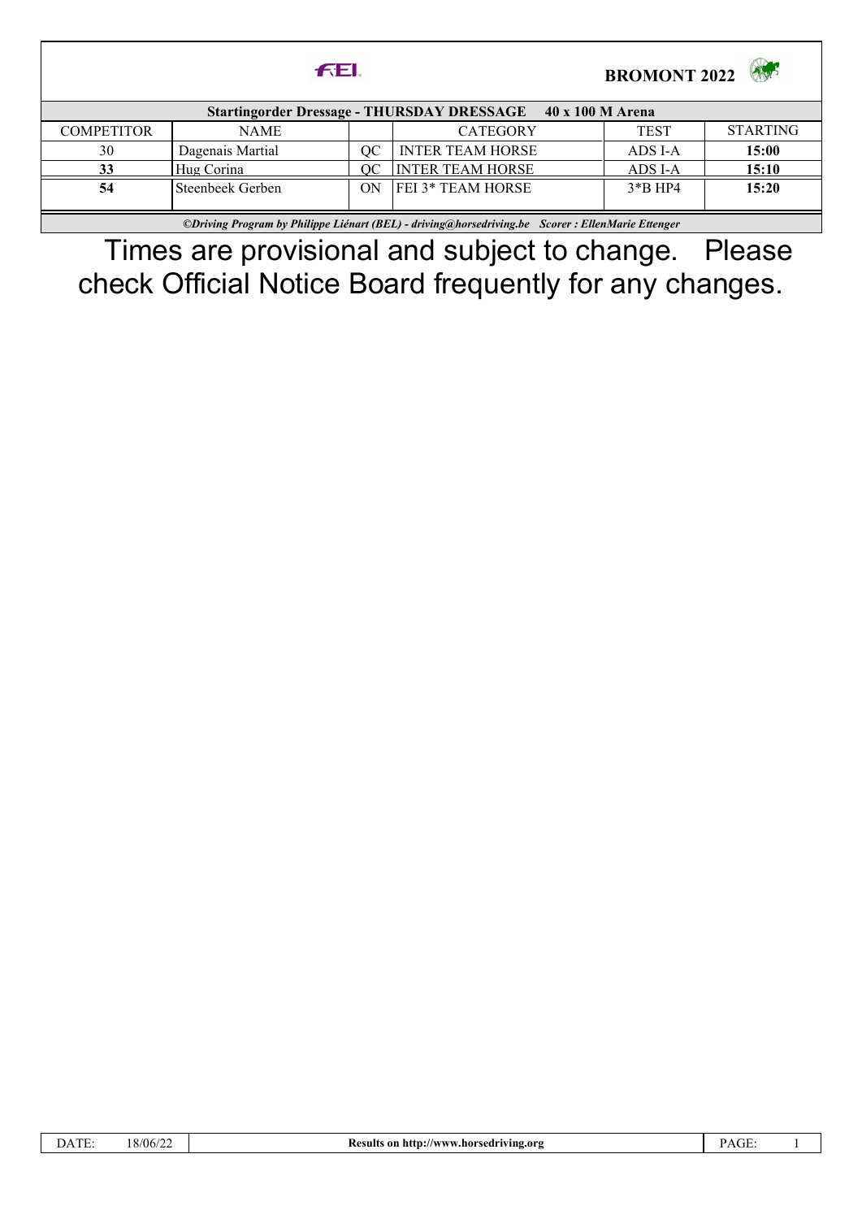FEI

**BROMONT 2022**

**Startingorder Dressage - THURSDAY DRESSAGE 40 x 100 M Arena**

| COMPETITOR | NAME | | CATEGORY | TEST | STARTING |
|---|---|---|---|---|---|
| 30 | Dagenais Martial | QC | INTER TEAM HORSE | ADS I-A | **15:00** |
| **33** | Hug Corina | QC | INTER TEAM HORSE | ADS I-A | **15:10** |
| **54** | Steenbeek Gerben | ON | FEI 3* TEAM HORSE | 3*B HP4 | **15:20** |

***©Driving Program by Philippe Liénart (BEL) - driving@horsedriving.be Scorer : EllenMarie Ettenger***

Times are provisional and subject to change. Please check Official Notice Board frequently for any changes.

DATE: 18/06/22 **Results on http://www.horsedriving.org**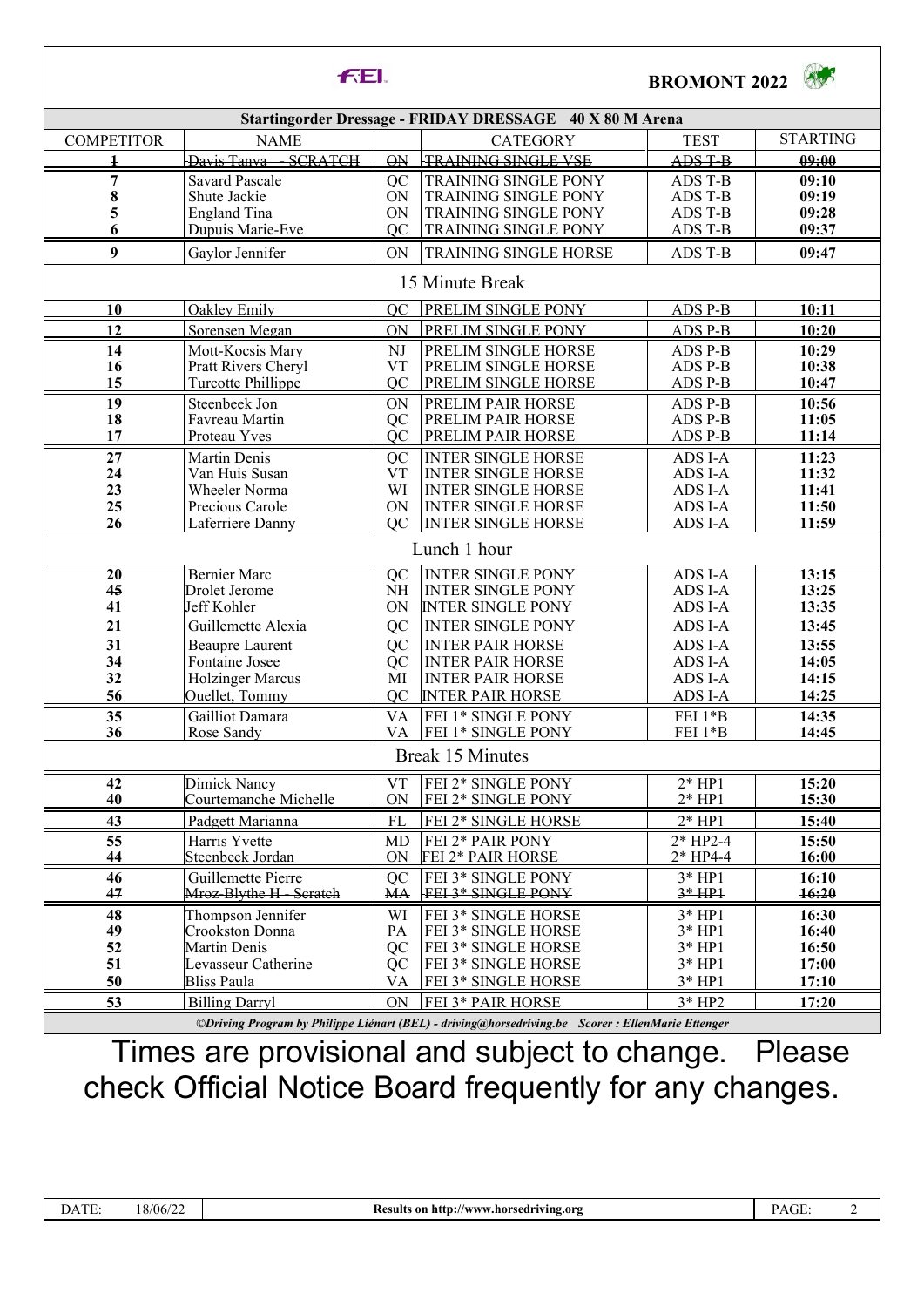**FEI** **BROMONT 2022**

**Startingorder Dressage - FRIDAY DRESSAGE 40 X 80 M Arena**

| COMPETITOR | NAME | | CATEGORY | TEST | STARTING |
|---|---|---|---|---|---|
| ~~1~~ | ~~Davis Tanya - SCRATCH~~ | ~~ON~~ | ~~TRAINING SINGLE VSE~~ | ~~ADS T-B~~ | ~~09:00~~ |
| 7 | Savard Pascale | QC | TRAINING SINGLE PONY | ADS T-B | 09:10 |
| 8 | Shute Jackie | ON | TRAINING SINGLE PONY | ADS T-B | 09:19 |
| 5 | England Tina | ON | TRAINING SINGLE PONY | ADS T-B | 09:28 |
| 6 | Dupuis Marie-Eve | QC | TRAINING SINGLE PONY | ADS T-B | 09:37 |
| 9 | Gaylor Jennifer | ON | TRAINING SINGLE HORSE | ADS T-B | 09:47 |
| | | | 15 Minute Break | | |
| 10 | Oakley Emily | QC | PRELIM SINGLE PONY | ADS P-B | 10:11 |
| 12 | Sorensen Megan | ON | PRELIM SINGLE PONY | ADS P-B | 10:20 |
| 14 | Mott-Kocsis Mary | NJ | PRELIM SINGLE HORSE | ADS P-B | 10:29 |
| 16 | Pratt Rivers Cheryl | VT | PRELIM SINGLE HORSE | ADS P-B | 10:38 |
| 15 | Turcotte Phillippe | QC | PRELIM SINGLE HORSE | ADS P-B | 10:47 |
| 19 | Steenbeek Jon | ON | PRELIM PAIR HORSE | ADS P-B | 10:56 |
| 18 | Favreau Martin | QC | PRELIM PAIR HORSE | ADS P-B | 11:05 |
| 17 | Proteau Yves | QC | PRELIM PAIR HORSE | ADS P-B | 11:14 |
| 27 | Martin Denis | QC | INTER SINGLE HORSE | ADS I-A | 11:23 |
| 24 | Van Huis Susan | VT | INTER SINGLE HORSE | ADS I-A | 11:32 |
| 23 | Wheeler Norma | WI | INTER SINGLE HORSE | ADS I-A | 11:41 |
| 25 | Precious Carole | ON | INTER SINGLE HORSE | ADS I-A | 11:50 |
| 26 | Laferriere Danny | QC | INTER SINGLE HORSE | ADS I-A | 11:59 |
| | | | Lunch 1 hour | | |
| 20 | Bernier Marc | QC | INTER SINGLE PONY | ADS I-A | 13:15 |
| 45 | Drolet Jerome | NH | INTER SINGLE PONY | ADS I-A | 13:25 |
| 41 | Jeff Kohler | ON | INTER SINGLE PONY | ADS I-A | 13:35 |
| 21 | Guillemette Alexia | QC | INTER SINGLE PONY | ADS I-A | 13:45 |
| 31 | Beaupre Laurent | QC | INTER PAIR HORSE | ADS I-A | 13:55 |
| 34 | Fontaine Josee | QC | INTER PAIR HORSE | ADS I-A | 14:05 |
| 32 | Holzinger Marcus | MI | INTER PAIR HORSE | ADS I-A | 14:15 |
| 56 | Ouellet, Tommy | QC | INTER PAIR HORSE | ADS I-A | 14:25 |
| 35 | Gailliot Damara | VA | FEI 1* SINGLE PONY | FEI 1*B | 14:35 |
| 36 | Rose Sandy | VA | FEI 1* SINGLE PONY | FEI 1*B | 14:45 |
| | | | Break 15 Minutes | | |
| 42 | Dimick Nancy | VT | FEI 2* SINGLE PONY | 2* HP1 | 15:20 |
| 40 | Courtemanche Michelle | ON | FEI 2* SINGLE PONY | 2* HP1 | 15:30 |
| 43 | Padgett Marianna | FL | FEI 2* SINGLE HORSE | 2* HP1 | 15:40 |
| 55 | Harris Yvette | MD | FEI 2* PAIR PONY | 2* HP2-4 | 15:50 |
| 44 | Steenbeek Jordan | ON | FEI 2* PAIR HORSE | 2* HP4-4 | 16:00 |
| 46 | Guillemette Pierre | QC | FEI 3* SINGLE PONY | 3* HP1 | 16:10 |
| ~~47~~ | ~~Mroz-Blythe H - Scratch~~ | ~~MA~~ | ~~FEI 3* SINGLE PONY~~ | ~~3* HP1~~ | ~~16:20~~ |
| 48 | Thompson Jennifer | WI | FEI 3* SINGLE HORSE | 3* HP1 | 16:30 |
| 49 | Crookston Donna | PA | FEI 3* SINGLE HORSE | 3* HP1 | 16:40 |
| 52 | Martin Denis | QC | FEI 3* SINGLE HORSE | 3* HP1 | 16:50 |
| 51 | Levasseur Catherine | QC | FEI 3* SINGLE HORSE | 3* HP1 | 17:00 |
| 50 | Bliss Paula | VA | FEI 3* SINGLE HORSE | 3* HP1 | 17:10 |
| 53 | Billing Darryl | ON | FEI 3* PAIR HORSE | 3* HP2 | 17:20 |

*©Driving Program by Philippe Liénart (BEL) - driving@horsedriving.be Scorer : EllenMarie Ettenger*

Times are provisional and subject to change. Please check Official Notice Board frequently for any changes.

| DATE: 18/06/22 | Results on http://www.horsedriving.org | PAGE: 2 |
|---|---|---|